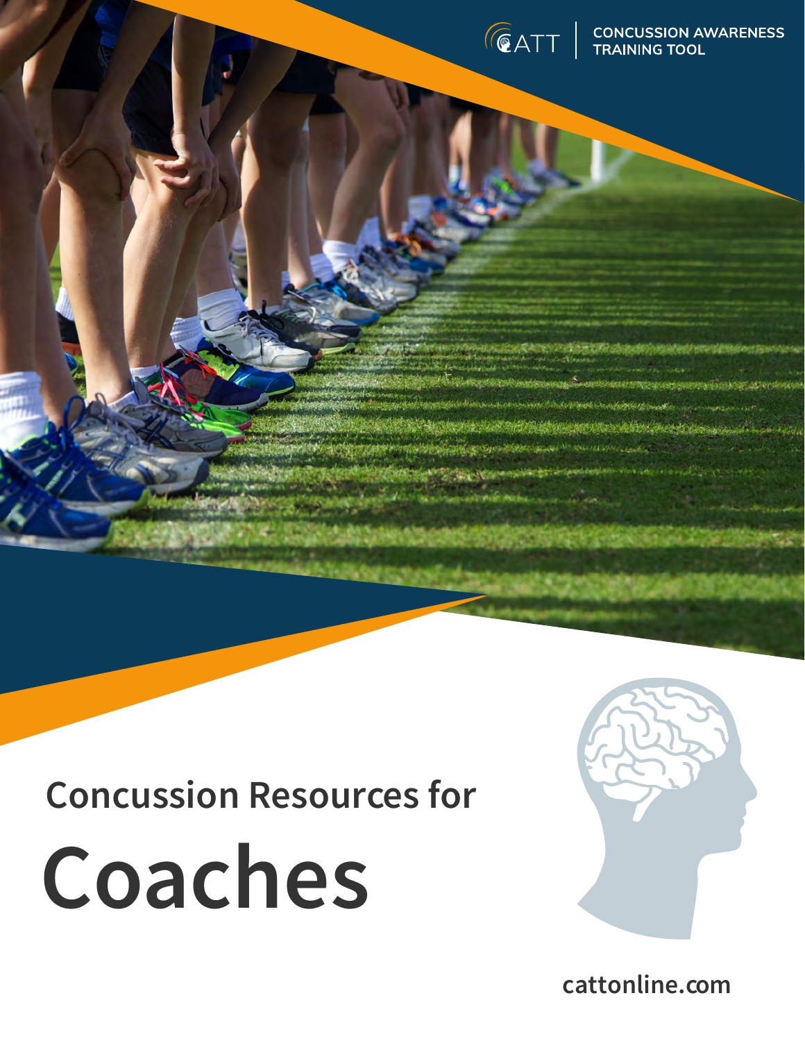CATT | CONCUSSION AWARENESS TRAINING TOOL

Concussion Resources for

# Coaches

cattonline.com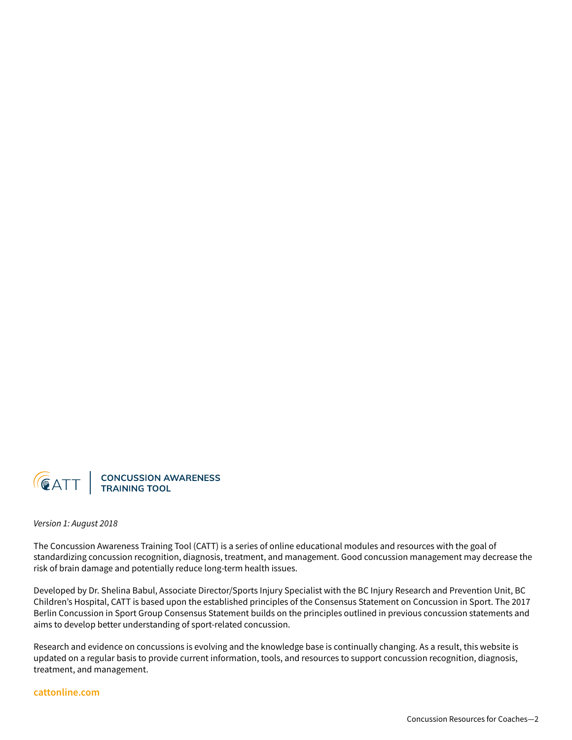**CATT | CONCUSSION AWARENESS TRAINING TOOL**

*Version 1: August 2018*

The Concussion Awareness Training Tool (CATT) is a series of online educational modules and resources with the goal of standardizing concussion recognition, diagnosis, treatment, and management. Good concussion management may decrease the risk of brain damage and potentially reduce long-term health issues.

Developed by Dr. Shelina Babul, Associate Director/Sports Injury Specialist with the BC Injury Research and Prevention Unit, BC Children's Hospital, CATT is based upon the established principles of the Consensus Statement on Concussion in Sport. The 2017 Berlin Concussion in Sport Group Consensus Statement builds on the principles outlined in previous concussion statements and aims to develop better understanding of sport-related concussion.

Research and evidence on concussions is evolving and the knowledge base is continually changing. As a result, this website is updated on a regular basis to provide current information, tools, and resources to support concussion recognition, diagnosis, treatment, and management.

**cattonline.com**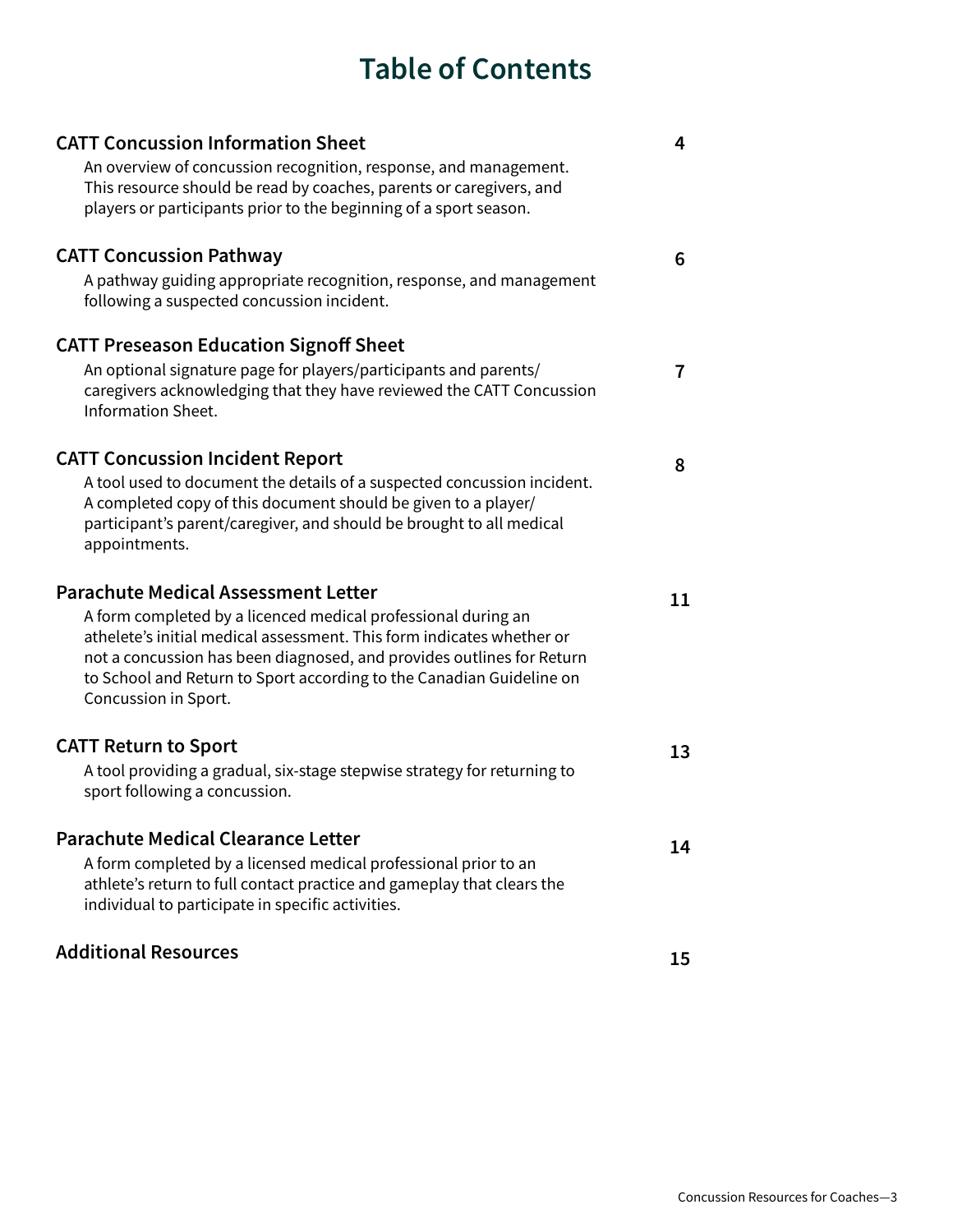# Table of Contents

**CATT Concussion Information Sheet** — 4

An overview of concussion recognition, response, and management. This resource should be read by coaches, parents or caregivers, and players or participants prior to the beginning of a sport season.

**CATT Concussion Pathway** — 6

A pathway guiding appropriate recognition, response, and management following a suspected concussion incident.

**CATT Preseason Education Signoff Sheet** — 7

An optional signature page for players/participants and parents/caregivers acknowledging that they have reviewed the CATT Concussion Information Sheet.

**CATT Concussion Incident Report** — 8

A tool used to document the details of a suspected concussion incident. A completed copy of this document should be given to a player/participant's parent/caregiver, and should be brought to all medical appointments.

**Parachute Medical Assessment Letter** — 11

A form completed by a licenced medical professional during an athelete's initial medical assessment. This form indicates whether or not a concussion has been diagnosed, and provides outlines for Return to School and Return to Sport according to the Canadian Guideline on Concussion in Sport.

**CATT Return to Sport** — 13

A tool providing a gradual, six-stage stepwise strategy for returning to sport following a concussion.

**Parachute Medical Clearance Letter** — 14

A form completed by a licensed medical professional prior to an athlete's return to full contact practice and gameplay that clears the individual to participate in specific activities.

**Additional Resources** — 15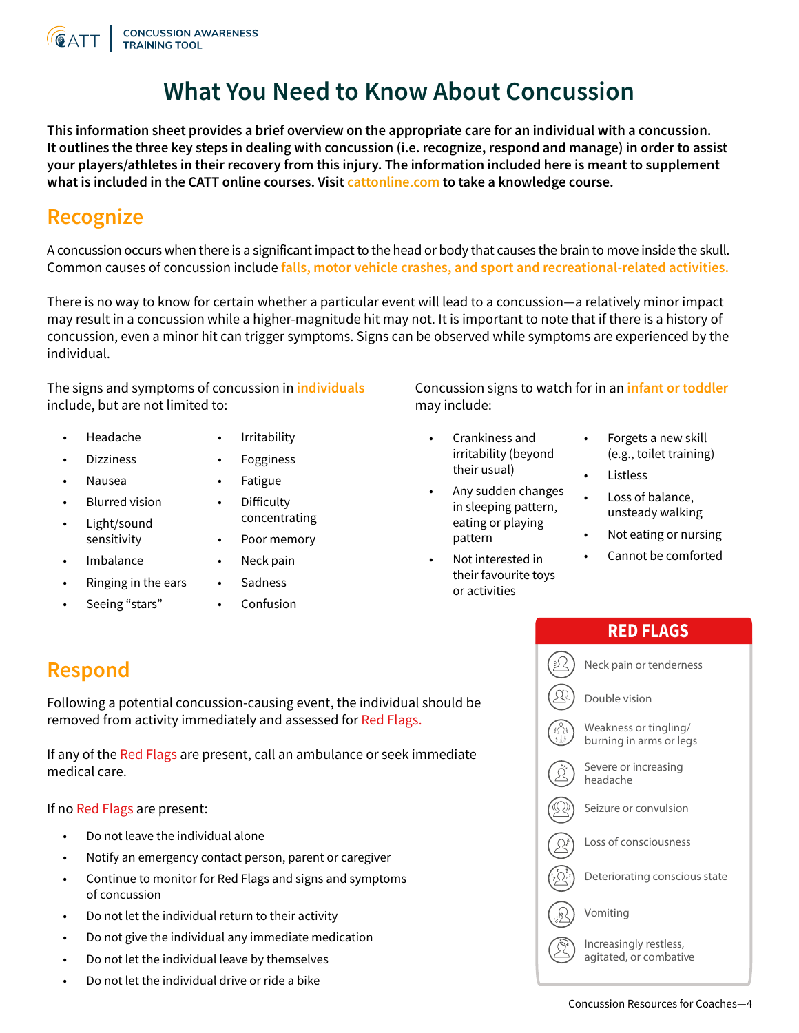# What You Need to Know About Concussion

**This information sheet provides a brief overview on the appropriate care for an individual with a concussion. It outlines the three key steps in dealing with concussion (i.e. recognize, respond and manage) in order to assist your players/athletes in their recovery from this injury. The information included here is meant to supplement what is included in the CATT online courses. Visit cattonline.com to take a knowledge course.**

## Recognize

A concussion occurs when there is a significant impact to the head or body that causes the brain to move inside the skull. Common causes of concussion include falls, motor vehicle crashes, and sport and recreational-related activities.

There is no way to know for certain whether a particular event will lead to a concussion—a relatively minor impact may result in a concussion while a higher-magnitude hit may not. It is important to note that if there is a history of concussion, even a minor hit can trigger symptoms. Signs can be observed while symptoms are experienced by the individual.

The signs and symptoms of concussion in individuals include, but are not limited to:

- Headache
- Dizziness
- Nausea
- Blurred vision
- Light/sound sensitivity
- Imbalance
- Ringing in the ears
- Seeing "stars"
- Irritability
- Fogginess
- Fatigue
- Difficulty concentrating
- Poor memory
- Neck pain
- Sadness
- Confusion

Concussion signs to watch for in an infant or toddler may include:

- Crankiness and irritability (beyond their usual)
- Any sudden changes in sleeping pattern, eating or playing pattern
- Not interested in their favourite toys or activities
- Forgets a new skill (e.g., toilet training)
- Listless
- Loss of balance, unsteady walking
- Not eating or nursing
- Cannot be comforted

## Respond

Following a potential concussion-causing event, the individual should be removed from activity immediately and assessed for Red Flags.

If any of the Red Flags are present, call an ambulance or seek immediate medical care.

If no Red Flags are present:

- Do not leave the individual alone
- Notify an emergency contact person, parent or caregiver
- Continue to monitor for Red Flags and signs and symptoms of concussion
- Do not let the individual return to their activity
- Do not give the individual any immediate medication
- Do not let the individual leave by themselves
- Do not let the individual drive or ride a bike

### RED FLAGS

- Neck pain or tenderness
- Double vision
- Weakness or tingling/ burning in arms or legs
- Severe or increasing headache
- Seizure or convulsion
- Loss of consciousness
- Deteriorating conscious state
- Vomiting
- Increasingly restless, agitated, or combative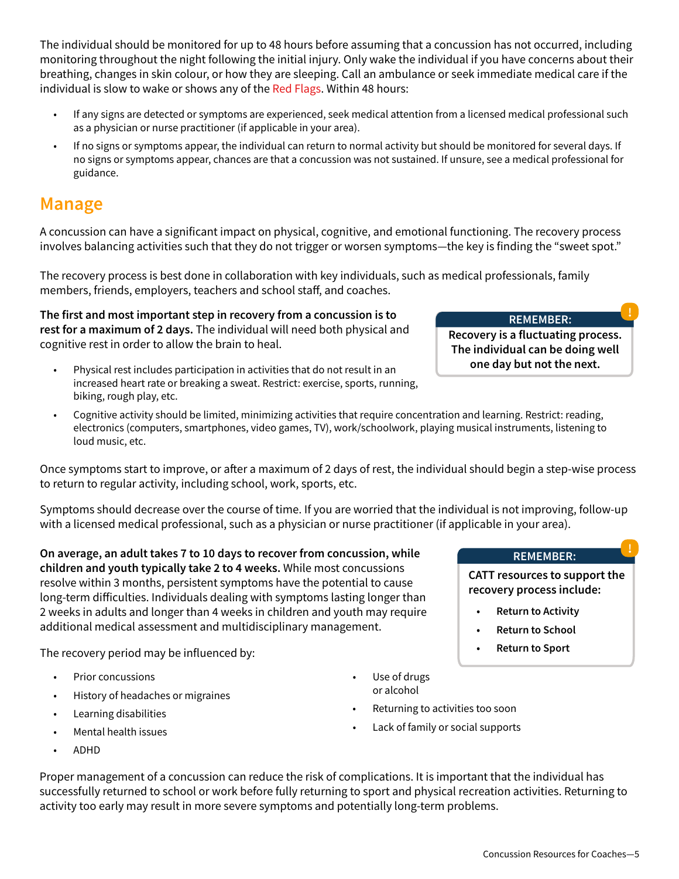The individual should be monitored for up to 48 hours before assuming that a concussion has not occurred, including monitoring throughout the night following the initial injury. Only wake the individual if you have concerns about their breathing, changes in skin colour, or how they are sleeping. Call an ambulance or seek immediate medical care if the individual is slow to wake or shows any of the Red Flags. Within 48 hours:

- If any signs are detected or symptoms are experienced, seek medical attention from a licensed medical professional such as a physician or nurse practitioner (if applicable in your area).
- If no signs or symptoms appear, the individual can return to normal activity but should be monitored for several days. If no signs or symptoms appear, chances are that a concussion was not sustained. If unsure, see a medical professional for guidance.

## Manage

A concussion can have a significant impact on physical, cognitive, and emotional functioning. The recovery process involves balancing activities such that they do not trigger or worsen symptoms—the key is finding the "sweet spot."

The recovery process is best done in collaboration with key individuals, such as medical professionals, family members, friends, employers, teachers and school staff, and coaches.

**The first and most important step in recovery from a concussion is to rest for a maximum of 2 days.** The individual will need both physical and cognitive rest in order to allow the brain to heal.

> **REMEMBER:**
> **Recovery is a fluctuating process. The individual can be doing well one day but not the next.**

- Physical rest includes participation in activities that do not result in an increased heart rate or breaking a sweat. Restrict: exercise, sports, running, biking, rough play, etc.
- Cognitive activity should be limited, minimizing activities that require concentration and learning. Restrict: reading, electronics (computers, smartphones, video games, TV), work/schoolwork, playing musical instruments, listening to loud music, etc.

Once symptoms start to improve, or after a maximum of 2 days of rest, the individual should begin a step-wise process to return to regular activity, including school, work, sports, etc.

Symptoms should decrease over the course of time. If you are worried that the individual is not improving, follow-up with a licensed medical professional, such as a physician or nurse practitioner (if applicable in your area).

**On average, an adult takes 7 to 10 days to recover from concussion, while children and youth typically take 2 to 4 weeks.** While most concussions resolve within 3 months, persistent symptoms have the potential to cause long-term difficulties. Individuals dealing with symptoms lasting longer than 2 weeks in adults and longer than 4 weeks in children and youth may require additional medical assessment and multidisciplinary management.

> **REMEMBER:**
> **CATT resources to support the recovery process include:**
> - **Return to Activity**
> - **Return to School**
> - **Return to Sport**

The recovery period may be influenced by:

- Prior concussions
- History of headaches or migraines
- Learning disabilities
- Mental health issues
- ADHD
- Use of drugs or alcohol
- Returning to activities too soon
- Lack of family or social supports

Proper management of a concussion can reduce the risk of complications. It is important that the individual has successfully returned to school or work before fully returning to sport and physical recreation activities. Returning to activity too early may result in more severe symptoms and potentially long-term problems.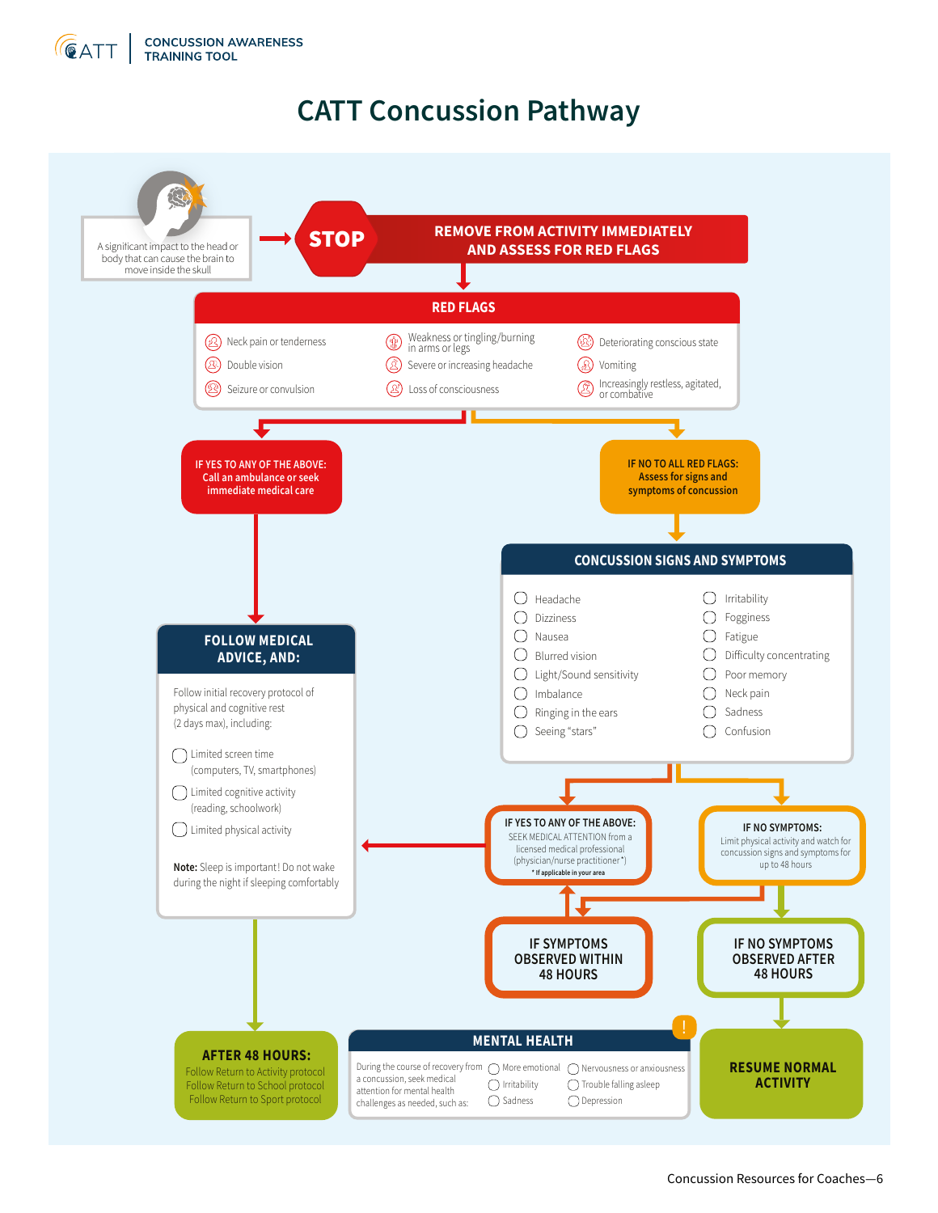# CATT Concussion Pathway

A significant impact to the head or body that can cause the brain to move inside the skull

**STOP** — **REMOVE FROM ACTIVITY IMMEDIATELY AND ASSESS FOR RED FLAGS**

## RED FLAGS

- Neck pain or tenderness
- Double vision
- Seizure or convulsion
- Weakness or tingling/burning in arms or legs
- Severe or increasing headache
- Loss of consciousness
- Deteriorating conscious state
- Vomiting
- Increasingly restless, agitated, or combative

**IF YES TO ANY OF THE ABOVE:** Call an ambulance or seek immediate medical care

**IF NO TO ALL RED FLAGS:** Assess for signs and symptoms of concussion

## CONCUSSION SIGNS AND SYMPTOMS

- ◯ Headache
- ◯ Dizziness
- ◯ Nausea
- ◯ Blurred vision
- ◯ Light/Sound sensitivity
- ◯ Imbalance
- ◯ Ringing in the ears
- ◯ Seeing "stars"
- ◯ Irritability
- ◯ Fogginess
- ◯ Fatigue
- ◯ Difficulty concentrating
- ◯ Poor memory
- ◯ Neck pain
- ◯ Sadness
- ◯ Confusion

**IF YES TO ANY OF THE ABOVE:** SEEK MEDICAL ATTENTION from a licensed medical professional (physician/nurse practitioner*)

*If applicable in your area

**IF NO SYMPTOMS:** Limit physical activity and watch for concussion signs and symptoms for up to 48 hours

**IF SYMPTOMS OBSERVED WITHIN 48 HOURS**

**IF NO SYMPTOMS OBSERVED AFTER 48 HOURS**

**RESUME NORMAL ACTIVITY**

## FOLLOW MEDICAL ADVICE, AND:

Follow initial recovery protocol of physical and cognitive rest (2 days max), including:

- ◯ Limited screen time (computers, TV, smartphones)
- ◯ Limited cognitive activity (reading, schoolwork)
- ◯ Limited physical activity

**Note:** Sleep is important! Do not wake during the night if sleeping comfortably

**AFTER 48 HOURS:**
Follow Return to Activity protocol
Follow Return to School protocol
Follow Return to Sport protocol

## MENTAL HEALTH

During the course of recovery from a concussion, seek medical attention for mental health challenges as needed, such as:

- ◯ More emotional
- ◯ Irritability
- ◯ Sadness
- ◯ Nervousness or anxiousness
- ◯ Trouble falling asleep
- ◯ Depression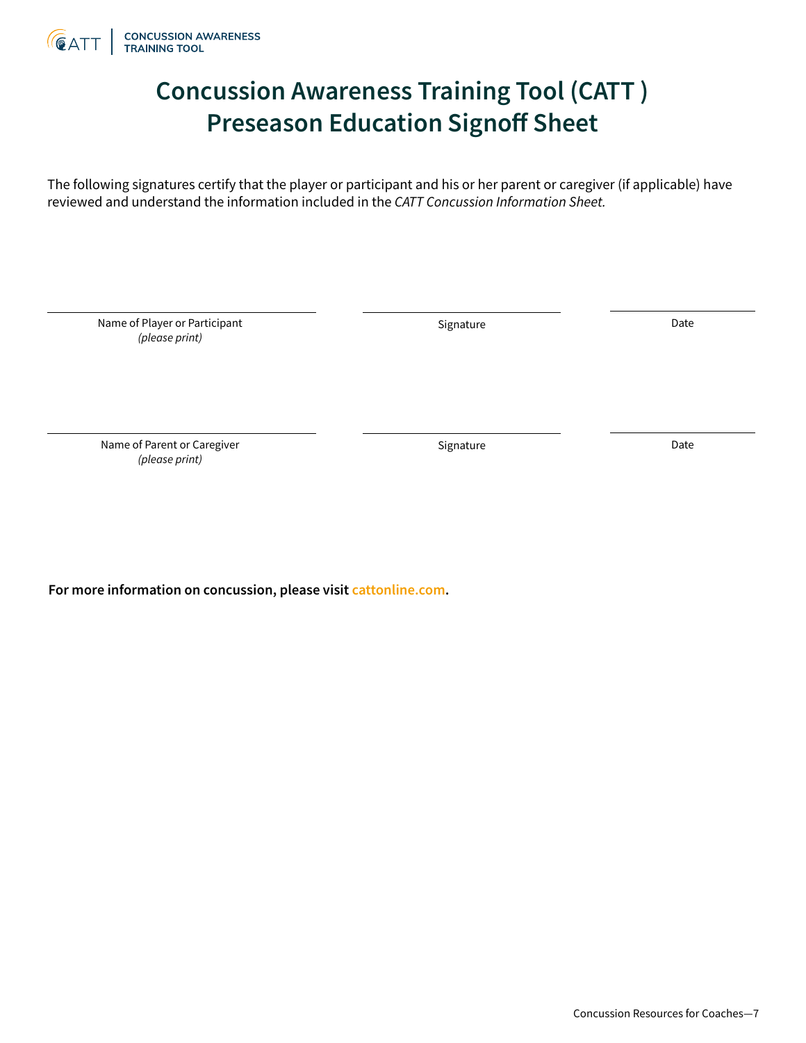# Concussion Awareness Training Tool (CATT ) Preseason Education Signoff Sheet

The following signatures certify that the player or participant and his or her parent or caregiver (if applicable) have reviewed and understand the information included in the *CATT Concussion Information Sheet.*

| Name of Player or Participant *(please print)* | Signature | Date |
| --- | --- | --- |
| | | |

| Name of Parent or Caregiver *(please print)* | Signature | Date |
| --- | --- | --- |
| | | |

**For more information on concussion, please visit cattonline.com.**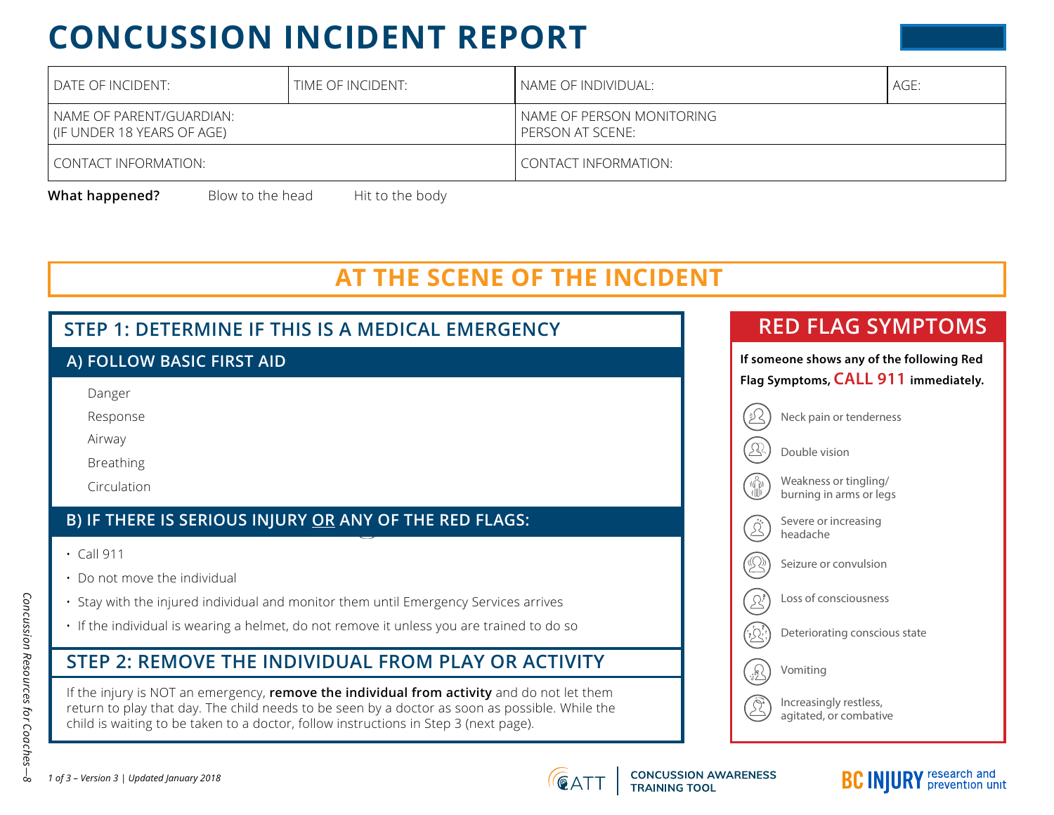# CONCUSSION INCIDENT REPORT

| DATE OF INCIDENT: | TIME OF INCIDENT: | NAME OF INDIVIDUAL: | AGE: |
|---|---|---|---|
| NAME OF PARENT/GUARDIAN: (IF UNDER 18 YEARS OF AGE) | | NAME OF PERSON MONITORING PERSON AT SCENE: | |
| CONTACT INFORMATION: | | CONTACT INFORMATION: | |

**What happened?** Blow to the head Hit to the body

## AT THE SCENE OF THE INCIDENT

### STEP 1: DETERMINE IF THIS IS A MEDICAL EMERGENCY

#### A) FOLLOW BASIC FIRST AID

Danger

Response

Airway

Breathing

Circulation

#### B) IF THERE IS SERIOUS INJURY OR ANY OF THE RED FLAGS:

- Call 911
- Do not move the individual
- Stay with the injured individual and monitor them until Emergency Services arrives
- If the individual is wearing a helmet, do not remove it unless you are trained to do so

### STEP 2: REMOVE THE INDIVIDUAL FROM PLAY OR ACTIVITY

If the injury is NOT an emergency, **remove the individual from activity** and do not let them return to play that day. The child needs to be seen by a doctor as soon as possible. While the child is waiting to be taken to a doctor, follow instructions in Step 3 (next page).

### RED FLAG SYMPTOMS

**If someone shows any of the following Red Flag Symptoms, CALL 911 immediately.**

- Neck pain or tenderness
- Double vision
- Weakness or tingling/ burning in arms or legs
- Severe or increasing headache
- Seizure or convulsion
- Loss of consciousness
- Deteriorating conscious state
- Vomiting
- Increasingly restless, agitated, or combative

*1 of 3 – Version 3 | Updated January 2018*

CATT CONCUSSION AWARENESS TRAINING TOOL

BC INJURY research and prevention unit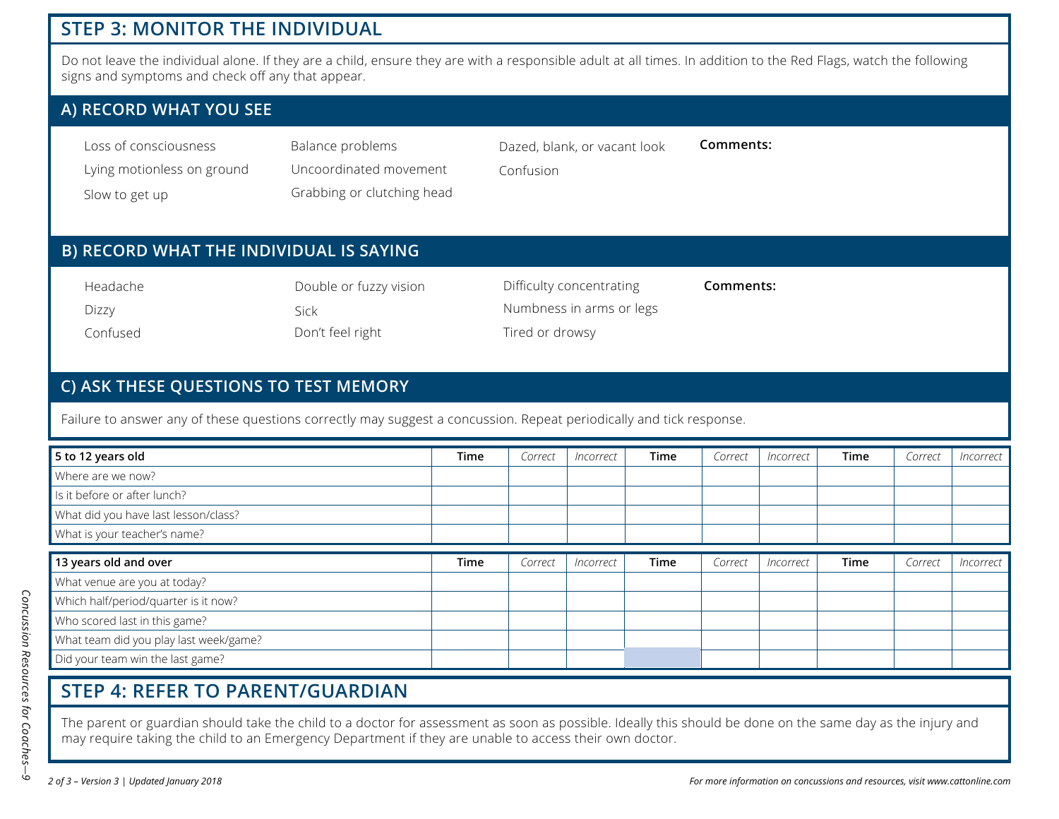## STEP 3: MONITOR THE INDIVIDUAL

Do not leave the individual alone. If they are a child, ensure they are with a responsible adult at all times. In addition to the Red Flags, watch the following signs and symptoms and check off any that appear.

### A) RECORD WHAT YOU SEE

- Loss of consciousness
- Lying motionless on ground
- Slow to get up
- Balance problems
- Uncoordinated movement
- Grabbing or clutching head
- Dazed, blank, or vacant look
- Confusion

**Comments:**

### B) RECORD WHAT THE INDIVIDUAL IS SAYING

- Headache
- Dizzy
- Confused
- Double or fuzzy vision
- Sick
- Don't feel right
- Difficulty concentrating
- Numbness in arms or legs
- Tired or drowsy

**Comments:**

### C) ASK THESE QUESTIONS TO TEST MEMORY

Failure to answer any of these questions correctly may suggest a concussion. Repeat periodically and tick response.

| **5 to 12 years old** | **Time** | *Correct* | *Incorrect* | **Time** | *Correct* | *Incorrect* | **Time** | *Correct* | *Incorrect* |
|---|---|---|---|---|---|---|---|---|---|
| Where are we now? | | | | | | | | | |
| Is it before or after lunch? | | | | | | | | | |
| What did you have last lesson/class? | | | | | | | | | |
| What is your teacher's name? | | | | | | | | | |

| **13 years old and over** | **Time** | *Correct* | *Incorrect* | **Time** | *Correct* | *Incorrect* | **Time** | *Correct* | *Incorrect* |
|---|---|---|---|---|---|---|---|---|---|
| What venue are you at today? | | | | | | | | | |
| Which half/period/quarter is it now? | | | | | | | | | |
| Who scored last in this game? | | | | | | | | | |
| What team did you play last week/game? | | | | | | | | | |
| Did your team win the last game? | | | | | | | | | |

## STEP 4: REFER TO PARENT/GUARDIAN

The parent or guardian should take the child to a doctor for assessment as soon as possible. Ideally this should be done on the same day as the injury and may require taking the child to an Emergency Department if they are unable to access their own doctor.

*For more information on concussions and resources, visit www.cattonline.com*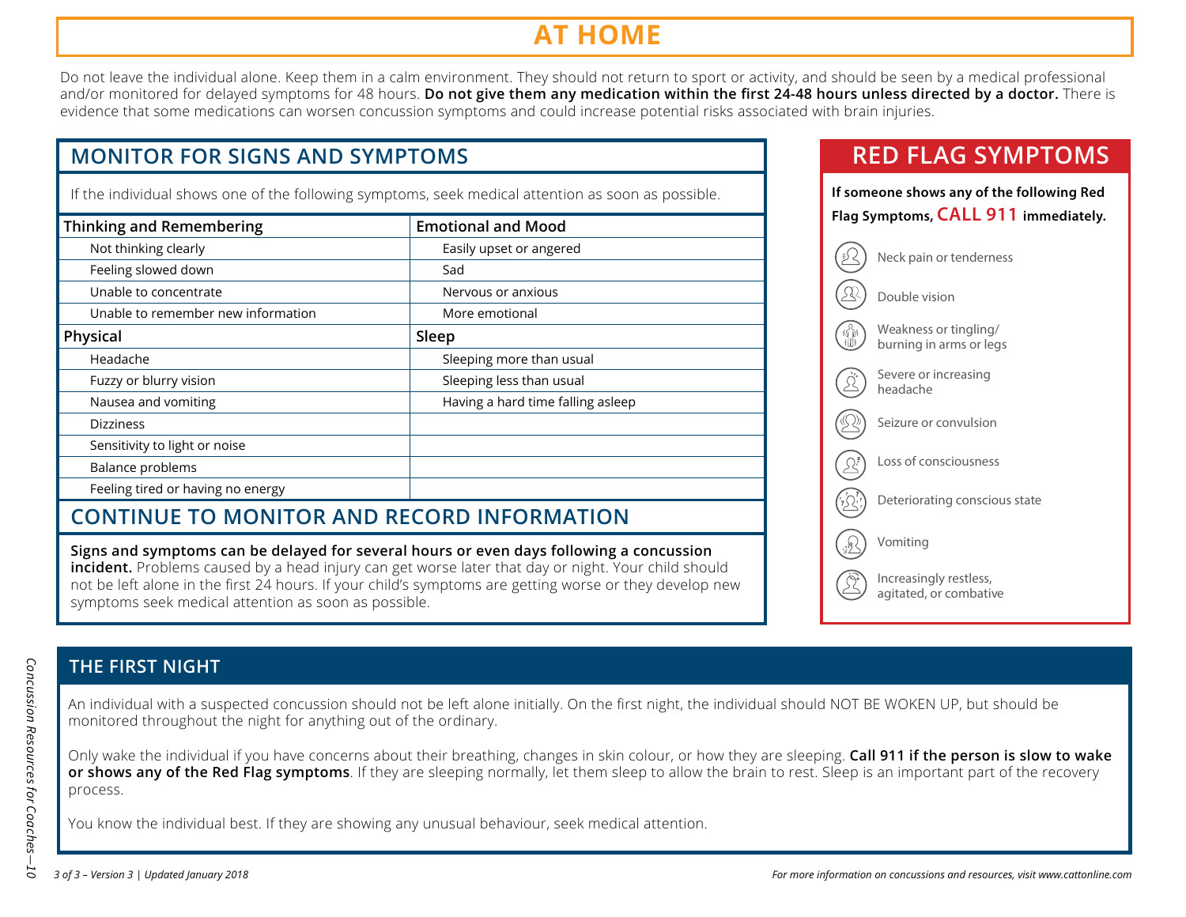# AT HOME

Do not leave the individual alone. Keep them in a calm environment. They should not return to sport or activity, and should be seen by a medical professional and/or monitored for delayed symptoms for 48 hours. **Do not give them any medication within the first 24-48 hours unless directed by a doctor.** There is evidence that some medications can worsen concussion symptoms and could increase potential risks associated with brain injuries.

## MONITOR FOR SIGNS AND SYMPTOMS

If the individual shows one of the following symptoms, seek medical attention as soon as possible.

| Thinking and Remembering | Emotional and Mood |
|---|---|
| Not thinking clearly | Easily upset or angered |
| Feeling slowed down | Sad |
| Unable to concentrate | Nervous or anxious |
| Unable to remember new information | More emotional |
| **Physical** | **Sleep** |
| Headache | Sleeping more than usual |
| Fuzzy or blurry vision | Sleeping less than usual |
| Nausea and vomiting | Having a hard time falling asleep |
| Dizziness | |
| Sensitivity to light or noise | |
| Balance problems | |
| Feeling tired or having no energy | |

## CONTINUE TO MONITOR AND RECORD INFORMATION

**Signs and symptoms can be delayed for several hours or even days following a concussion incident.** Problems caused by a head injury can get worse later that day or night. Your child should not be left alone in the first 24 hours. If your child's symptoms are getting worse or they develop new symptoms seek medical attention as soon as possible.

## RED FLAG SYMPTOMS

**If someone shows any of the following Red Flag Symptoms, CALL 911 immediately.**

- Neck pain or tenderness
- Double vision
- Weakness or tingling/burning in arms or legs
- Severe or increasing headache
- Seizure or convulsion
- Loss of consciousness
- Deteriorating conscious state
- Vomiting
- Increasingly restless, agitated, or combative

## THE FIRST NIGHT

An individual with a suspected concussion should not be left alone initially. On the first night, the individual should NOT BE WOKEN UP, but should be monitored throughout the night for anything out of the ordinary.

Only wake the individual if you have concerns about their breathing, changes in skin colour, or how they are sleeping. **Call 911 if the person is slow to wake or shows any of the Red Flag symptoms**. If they are sleeping normally, let them sleep to allow the brain to rest. Sleep is an important part of the recovery process.

You know the individual best. If they are showing any unusual behaviour, seek medical attention.

For more information on concussions and resources, visit www.cattonline.com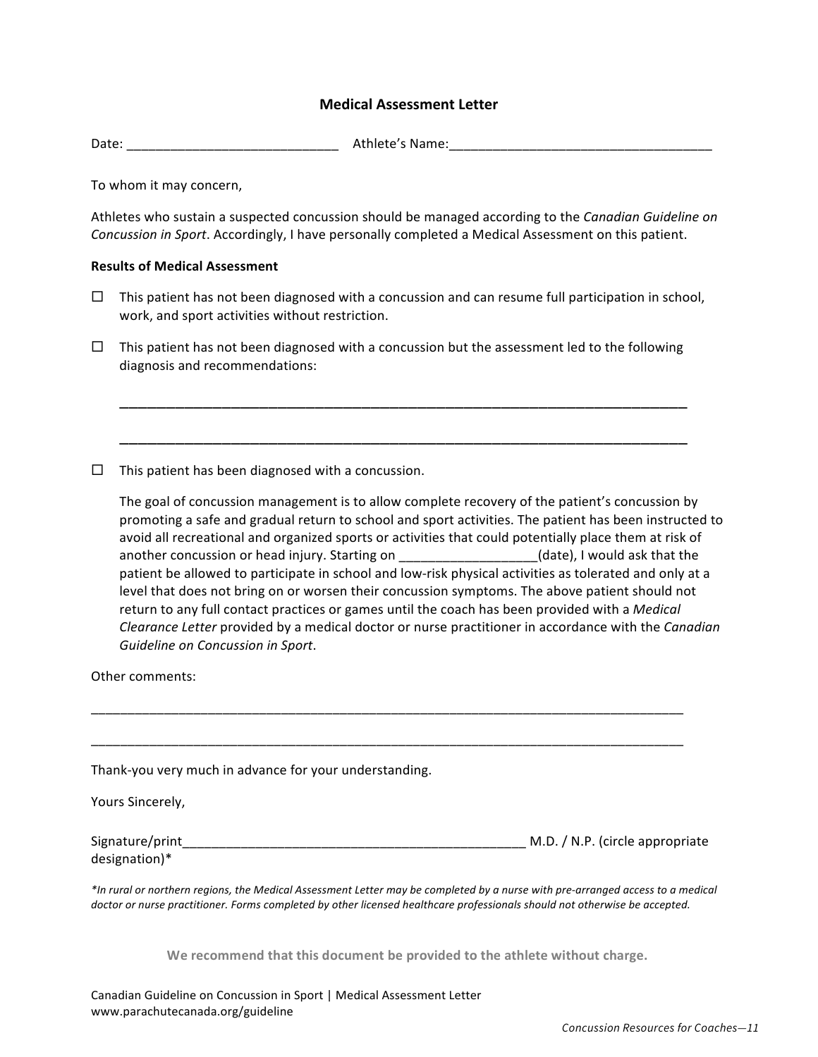# Medical Assessment Letter

Date: ____________________________ Athlete's Name:___________________________________

To whom it may concern,

Athletes who sustain a suspected concussion should be managed according to the *Canadian Guideline on Concussion in Sport*. Accordingly, I have personally completed a Medical Assessment on this patient.

**Results of Medical Assessment**

☐ This patient has not been diagnosed with a concussion and can resume full participation in school, work, and sport activities without restriction.

☐ This patient has not been diagnosed with a concussion but the assessment led to the following diagnosis and recommendations:

_______________________________________________________________________________

_______________________________________________________________________________

☐ This patient has been diagnosed with a concussion.

The goal of concussion management is to allow complete recovery of the patient's concussion by promoting a safe and gradual return to school and sport activities. The patient has been instructed to avoid all recreational and organized sports or activities that could potentially place them at risk of another concussion or head injury. Starting on __________________(date), I would ask that the patient be allowed to participate in school and low-risk physical activities as tolerated and only at a level that does not bring on or worsen their concussion symptoms. The above patient should not return to any full contact practices or games until the coach has been provided with a *Medical Clearance Letter* provided by a medical doctor or nurse practitioner in accordance with the *Canadian Guideline on Concussion in Sport*.

Other comments:

_______________________________________________________________________________

_______________________________________________________________________________

Thank-you very much in advance for your understanding.

Yours Sincerely,

Signature/print________________________________________________ M.D. / N.P. (circle appropriate designation)*

*\*In rural or northern regions, the Medical Assessment Letter may be completed by a nurse with pre-arranged access to a medical doctor or nurse practitioner. Forms completed by other licensed healthcare professionals should not otherwise be accepted.*

**We recommend that this document be provided to the athlete without charge.**

Canadian Guideline on Concussion in Sport | Medical Assessment Letter
www.parachutecanada.org/guideline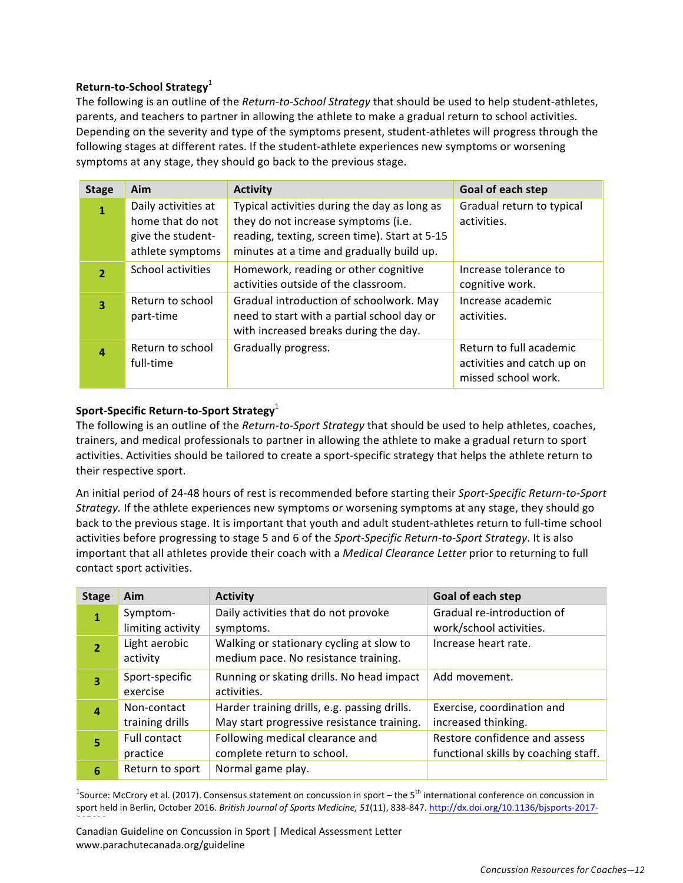**Return-to-School Strategy**[1]

The following is an outline of the *Return-to-School Strategy* that should be used to help student-athletes, parents, and teachers to partner in allowing the athlete to make a gradual return to school activities. Depending on the severity and type of the symptoms present, student-athletes will progress through the following stages at different rates. If the student-athlete experiences new symptoms or worsening symptoms at any stage, they should go back to the previous stage.

| Stage | Aim | Activity | Goal of each step |
|---|---|---|---|
| 1 | Daily activities at home that do not give the student-athlete symptoms | Typical activities during the day as long as they do not increase symptoms (i.e. reading, texting, screen time). Start at 5-15 minutes at a time and gradually build up. | Gradual return to typical activities. |
| 2 | School activities | Homework, reading or other cognitive activities outside of the classroom. | Increase tolerance to cognitive work. |
| 3 | Return to school part-time | Gradual introduction of schoolwork. May need to start with a partial school day or with increased breaks during the day. | Increase academic activities. |
| 4 | Return to school full-time | Gradually progress. | Return to full academic activities and catch up on missed school work. |

**Sport-Specific Return-to-Sport Strategy**[1]

The following is an outline of the *Return-to-Sport Strategy* that should be used to help athletes, coaches, trainers, and medical professionals to partner in allowing the athlete to make a gradual return to sport activities. Activities should be tailored to create a sport-specific strategy that helps the athlete return to their respective sport.

An initial period of 24-48 hours of rest is recommended before starting their *Sport-Specific Return-to-Sport Strategy.* If the athlete experiences new symptoms or worsening symptoms at any stage, they should go back to the previous stage. It is important that youth and adult student-athletes return to full-time school activities before progressing to stage 5 and 6 of the *Sport-Specific Return-to-Sport Strategy*. It is also important that all athletes provide their coach with a *Medical Clearance Letter* prior to returning to full contact sport activities.

| Stage | Aim | Activity | Goal of each step |
|---|---|---|---|
| 1 | Symptom-limiting activity | Daily activities that do not provoke symptoms. | Gradual re-introduction of work/school activities. |
| 2 | Light aerobic activity | Walking or stationary cycling at slow to medium pace. No resistance training. | Increase heart rate. |
| 3 | Sport-specific exercise | Running or skating drills. No head impact activities. | Add movement. |
| 4 | Non-contact training drills | Harder training drills, e.g. passing drills. May start progressive resistance training. | Exercise, coordination and increased thinking. |
| 5 | Full contact practice | Following medical clearance and complete return to school. | Restore confidence and assess functional skills by coaching staff. |
| 6 | Return to sport | Normal game play. | |

[1]Source: McCrory et al. (2017). Consensus statement on concussion in sport – the 5th international conference on concussion in sport held in Berlin, October 2016. *British Journal of Sports Medicine, 51*(11), 838-847. http://dx.doi.org/10.1136/bjsports-2017-

Canadian Guideline on Concussion in Sport | Medical Assessment Letter
www.parachutecanada.org/guideline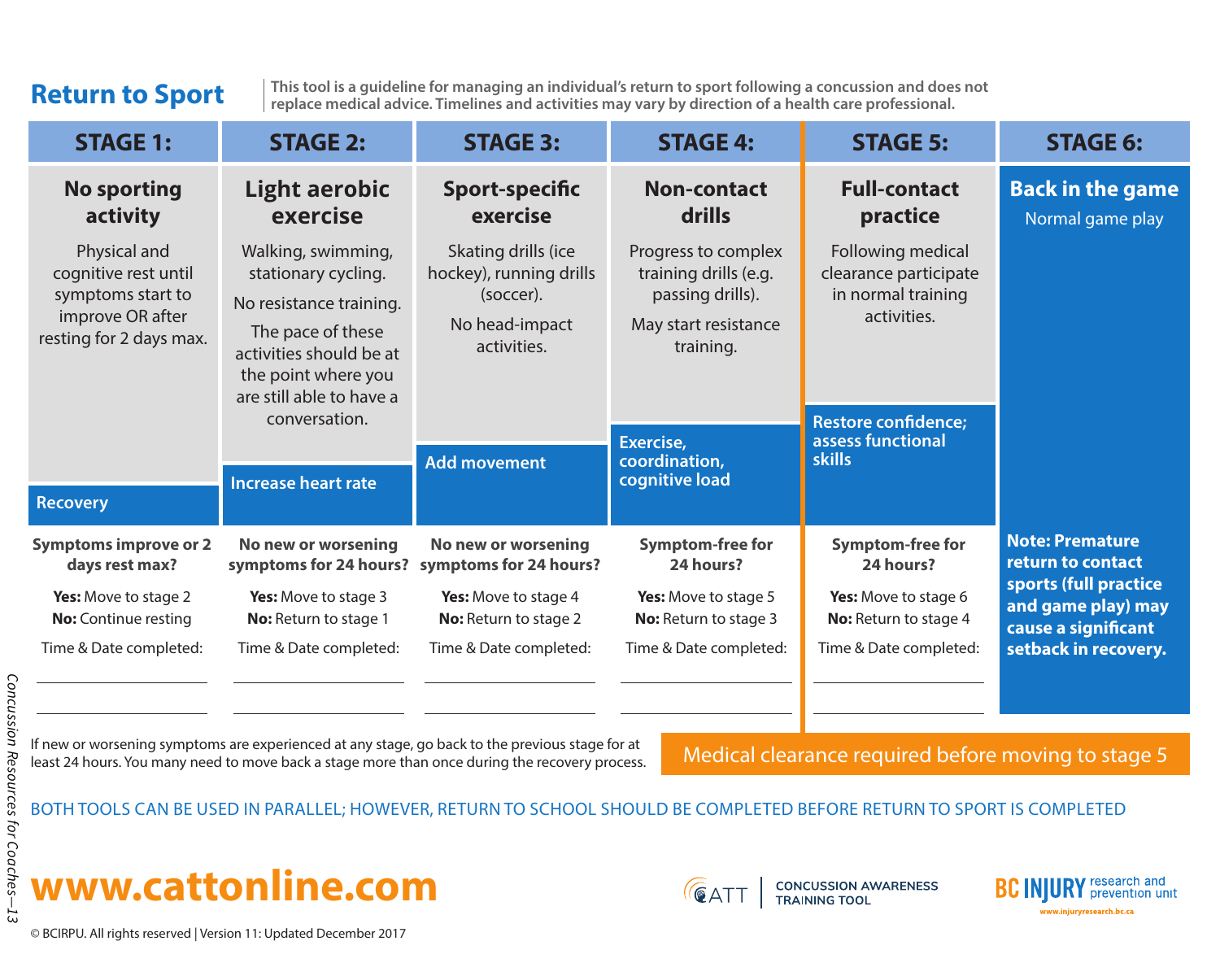# Return to Sport

**This tool is a guideline for managing an individual's return to sport following a concussion and does not replace medical advice. Timelines and activities may vary by direction of a health care professional.**

| STAGE 1: | STAGE 2: | STAGE 3: | STAGE 4: | STAGE 5: | STAGE 6: |
|---|---|---|---|---|---|
| **No sporting activity** | **Light aerobic exercise** | **Sport-specific exercise** | **Non-contact drills** | **Full-contact practice** | **Back in the game** |
| Physical and cognitive rest until symptoms start to improve OR after resting for 2 days max. | Walking, swimming, stationary cycling. No resistance training. The pace of these activities should be at the point where you are still able to have a conversation. | Skating drills (ice hockey), running drills (soccer). No head-impact activities. | Progress to complex training drills (e.g. passing drills). May start resistance training. | Following medical clearance participate in normal training activities. | Normal game play |
| **Recovery** | **Increase heart rate** | **Add movement** | **Exercise, coordination, cognitive load** | **Restore confidence; assess functional skills** | |
| **Symptoms improve or 2 days rest max?** | **No new or worsening symptoms for 24 hours?** | **No new or worsening symptoms for 24 hours?** | **Symptom-free for 24 hours?** | **Symptom-free for 24 hours?** | **Note: Premature return to contact sports (full practice and game play) may cause a significant setback in recovery.** |
| **Yes:** Move to stage 2 | **Yes:** Move to stage 3 | **Yes:** Move to stage 4 | **Yes:** Move to stage 5 | **Yes:** Move to stage 6 | |
| **No:** Continue resting | **No:** Return to stage 1 | **No:** Return to stage 2 | **No:** Return to stage 3 | **No:** Return to stage 4 | |
| Time & Date completed: ______ | Time & Date completed: ______ | Time & Date completed: ______ | Time & Date completed: ______ | Time & Date completed: ______ | |

If new or worsening symptoms are experienced at any stage, go back to the previous stage for at least 24 hours. You many need to move back a stage more than once during the recovery process.

Medical clearance required before moving to stage 5

BOTH TOOLS CAN BE USED IN PARALLEL; HOWEVER, RETURN TO SCHOOL SHOULD BE COMPLETED BEFORE RETURN TO SPORT IS COMPLETED

**www.cattonline.com**

CATT | CONCUSSION AWARENESS TRAINING TOOL

BC INJURY research and prevention unit — www.injuryresearch.bc.ca

© BCIRPU. All rights reserved | Version 11: Updated December 2017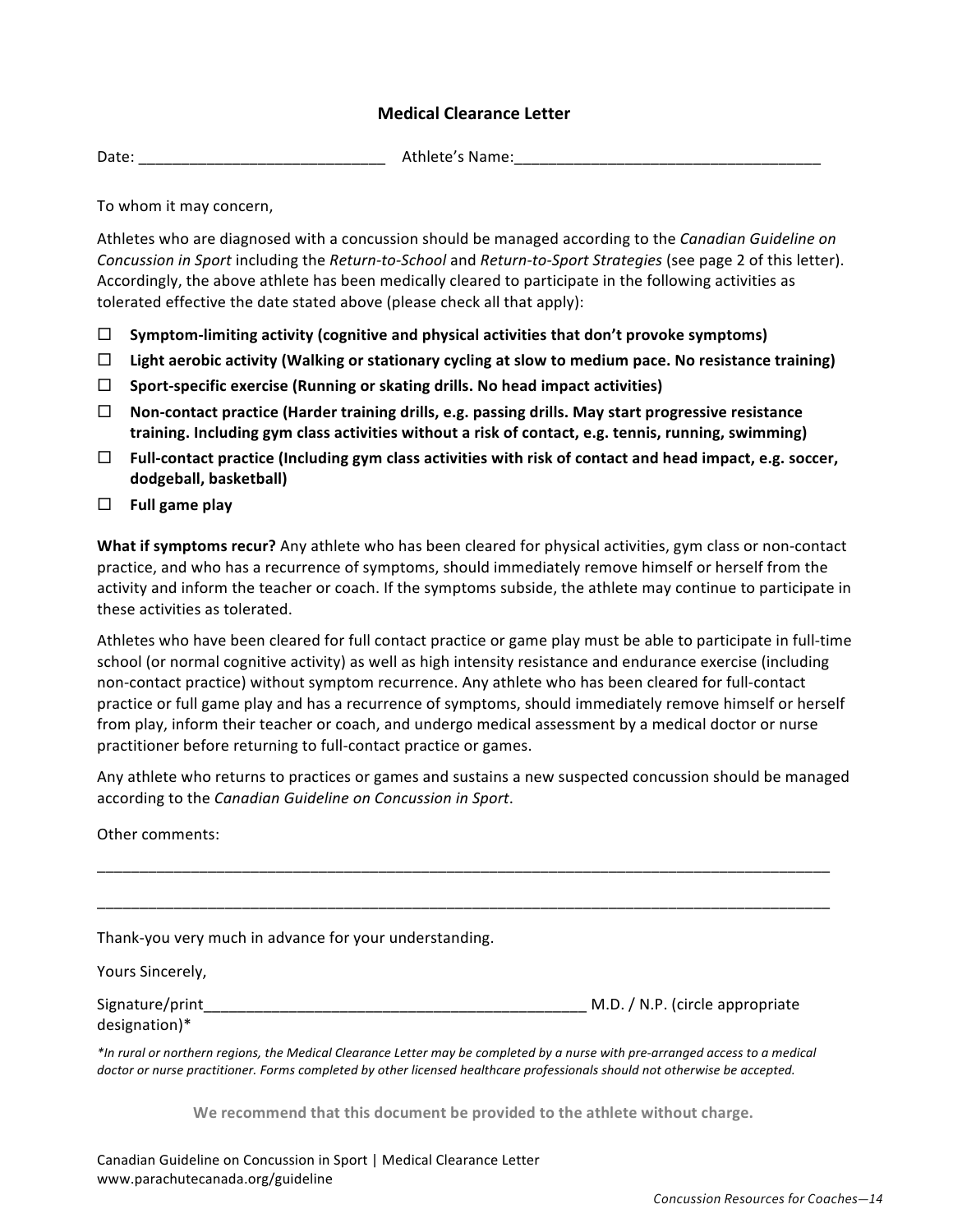# Medical Clearance Letter

Date: _____________________________ Athlete's Name:____________________________________

To whom it may concern,

Athletes who are diagnosed with a concussion should be managed according to the *Canadian Guideline on Concussion in Sport* including the *Return-to-School* and *Return-to-Sport Strategies* (see page 2 of this letter). Accordingly, the above athlete has been medically cleared to participate in the following activities as tolerated effective the date stated above (please check all that apply):

- ☐ **Symptom-limiting activity (cognitive and physical activities that don't provoke symptoms)**
- ☐ **Light aerobic activity (Walking or stationary cycling at slow to medium pace. No resistance training)**
- ☐ **Sport-specific exercise (Running or skating drills. No head impact activities)**
- ☐ **Non-contact practice (Harder training drills, e.g. passing drills. May start progressive resistance training. Including gym class activities without a risk of contact, e.g. tennis, running, swimming)**
- ☐ **Full-contact practice (Including gym class activities with risk of contact and head impact, e.g. soccer, dodgeball, basketball)**
- ☐ **Full game play**

**What if symptoms recur?** Any athlete who has been cleared for physical activities, gym class or non-contact practice, and who has a recurrence of symptoms, should immediately remove himself or herself from the activity and inform the teacher or coach. If the symptoms subside, the athlete may continue to participate in these activities as tolerated.

Athletes who have been cleared for full contact practice or game play must be able to participate in full-time school (or normal cognitive activity) as well as high intensity resistance and endurance exercise (including non-contact practice) without symptom recurrence. Any athlete who has been cleared for full-contact practice or full game play and has a recurrence of symptoms, should immediately remove himself or herself from play, inform their teacher or coach, and undergo medical assessment by a medical doctor or nurse practitioner before returning to full-contact practice or games.

Any athlete who returns to practices or games and sustains a new suspected concussion should be managed according to the *Canadian Guideline on Concussion in Sport*.

Other comments:

___________________________________________________________________________________________

___________________________________________________________________________________________

Thank-you very much in advance for your understanding.

Yours Sincerely,

Signature/print_______________________________________________ M.D. / N.P. (circle appropriate designation)*

*\*In rural or northern regions, the Medical Clearance Letter may be completed by a nurse with pre-arranged access to a medical doctor or nurse practitioner. Forms completed by other licensed healthcare professionals should not otherwise be accepted.*

**We recommend that this document be provided to the athlete without charge.**

Canadian Guideline on Concussion in Sport | Medical Clearance Letter
www.parachutecanada.org/guideline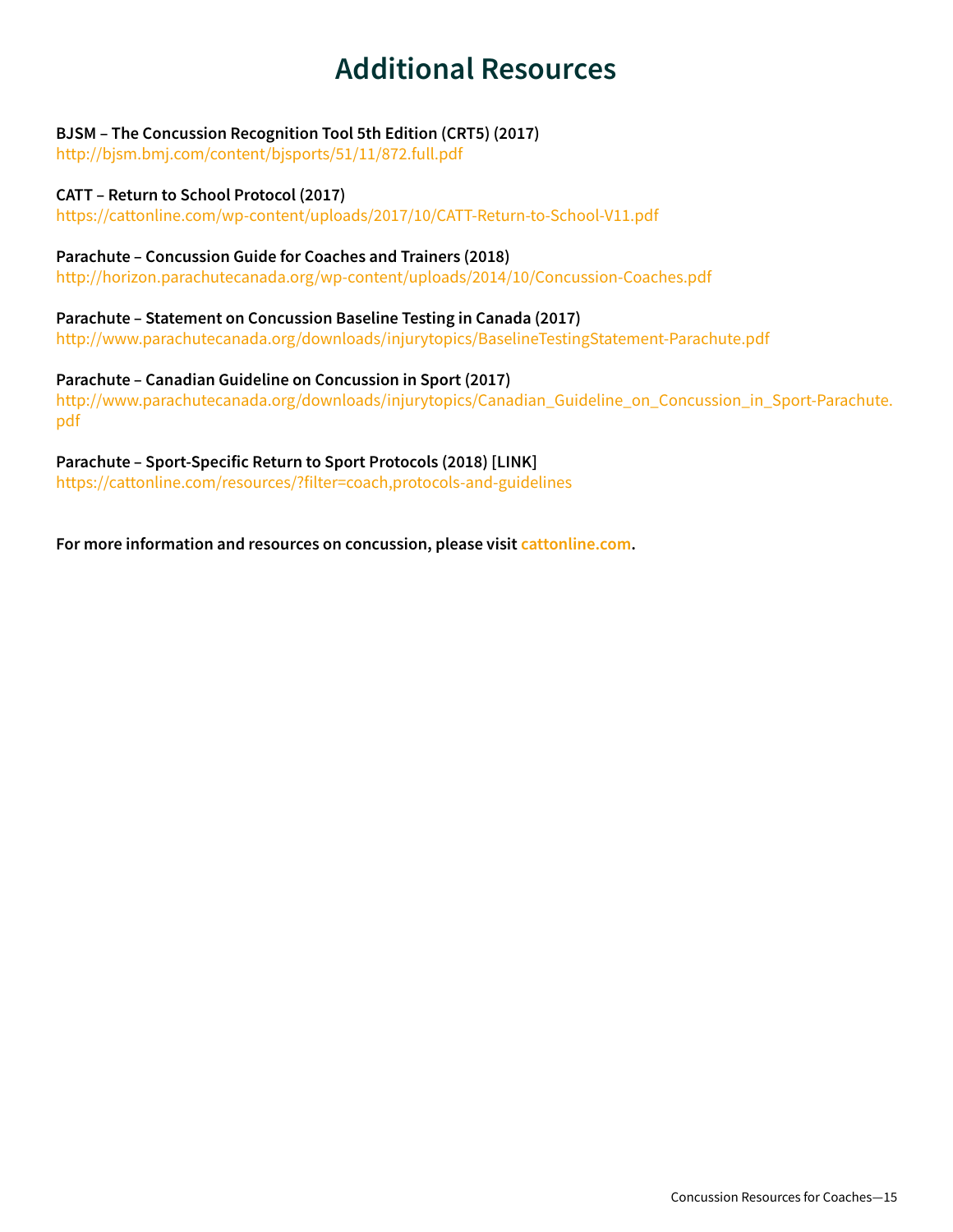# Additional Resources

**BJSM – The Concussion Recognition Tool 5th Edition (CRT5) (2017)**
http://bjsm.bmj.com/content/bjsports/51/11/872.full.pdf

**CATT – Return to School Protocol (2017)**
https://cattonline.com/wp-content/uploads/2017/10/CATT-Return-to-School-V11.pdf

**Parachute – Concussion Guide for Coaches and Trainers (2018)**
http://horizon.parachutecanada.org/wp-content/uploads/2014/10/Concussion-Coaches.pdf

**Parachute – Statement on Concussion Baseline Testing in Canada (2017)**
http://www.parachutecanada.org/downloads/injurytopics/BaselineTestingStatement-Parachute.pdf

**Parachute – Canadian Guideline on Concussion in Sport (2017)**
http://www.parachutecanada.org/downloads/injurytopics/Canadian_Guideline_on_Concussion_in_Sport-Parachute.pdf

**Parachute – Sport-Specific Return to Sport Protocols (2018) [LINK]**
https://cattonline.com/resources/?filter=coach,protocols-and-guidelines

**For more information and resources on concussion, please visit cattonline.com.**